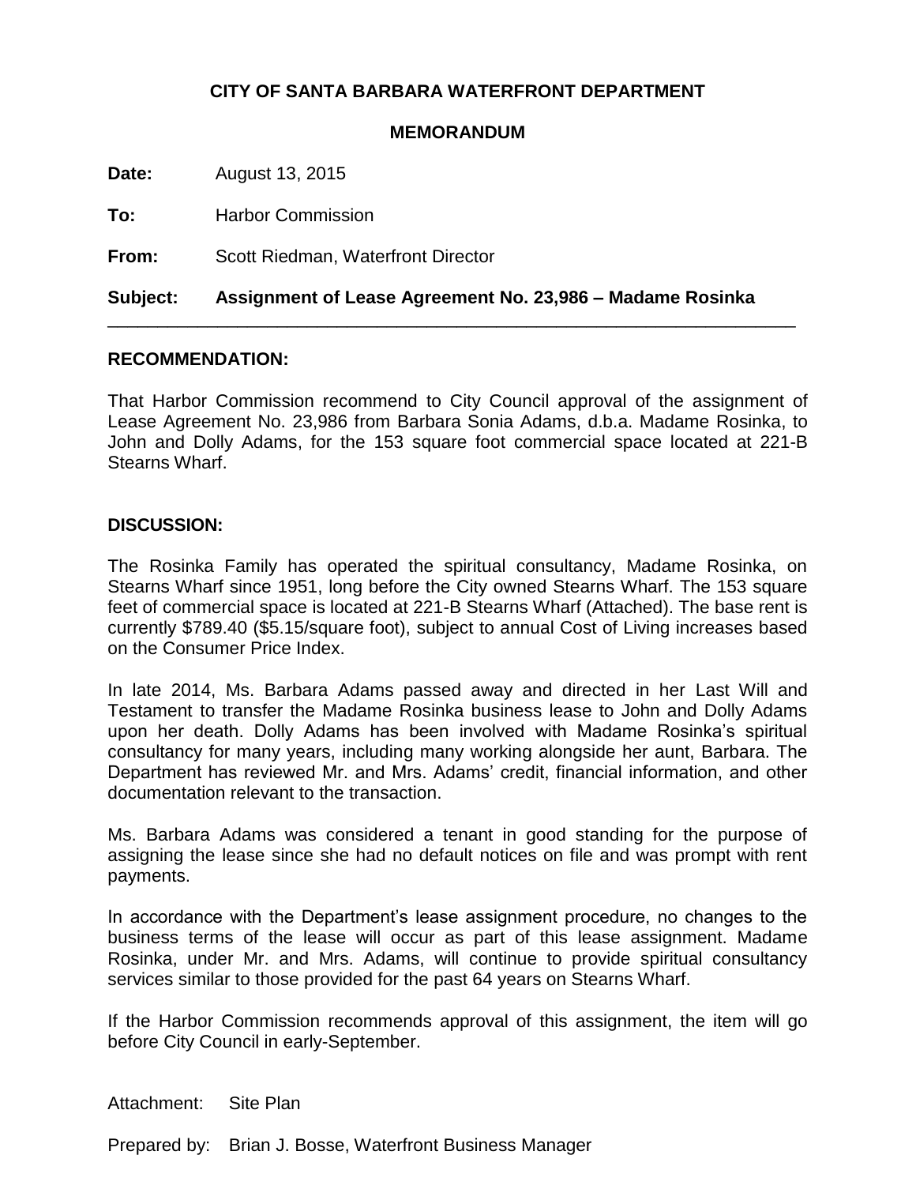**CITY OF SANTA BARBARA WATERFRONT DEPARTMENT**

**MEMORANDUM**

**Date:** August 13, 2015

**To:** Harbor Commission

**From:** Scott Riedman, Waterfront Director

**Subject: Assignment of Lease Agreement No. 23,986 – Madame Rosinka**

---

## RECOMMENDATION:

That Harbor Commission recommend to City Council approval of the assignment of Lease Agreement No. 23,986 from Barbara Sonia Adams, d.b.a. Madame Rosinka, to John and Dolly Adams, for the 153 square foot commercial space located at 221-B Stearns Wharf.

## DISCUSSION:

The Rosinka Family has operated the spiritual consultancy, Madame Rosinka, on Stearns Wharf since 1951, long before the City owned Stearns Wharf. The 153 square feet of commercial space is located at 221-B Stearns Wharf (Attached). The base rent is currently $789.40 ($5.15/square foot), subject to annual Cost of Living increases based on the Consumer Price Index.

In late 2014, Ms. Barbara Adams passed away and directed in her Last Will and Testament to transfer the Madame Rosinka business lease to John and Dolly Adams upon her death. Dolly Adams has been involved with Madame Rosinka's spiritual consultancy for many years, including many working alongside her aunt, Barbara. The Department has reviewed Mr. and Mrs. Adams' credit, financial information, and other documentation relevant to the transaction.

Ms. Barbara Adams was considered a tenant in good standing for the purpose of assigning the lease since she had no default notices on file and was prompt with rent payments.

In accordance with the Department's lease assignment procedure, no changes to the business terms of the lease will occur as part of this lease assignment. Madame Rosinka, under Mr. and Mrs. Adams, will continue to provide spiritual consultancy services similar to those provided for the past 64 years on Stearns Wharf.

If the Harbor Commission recommends approval of this assignment, the item will go before City Council in early-September.

Attachment: Site Plan

Prepared by: Brian J. Bosse, Waterfront Business Manager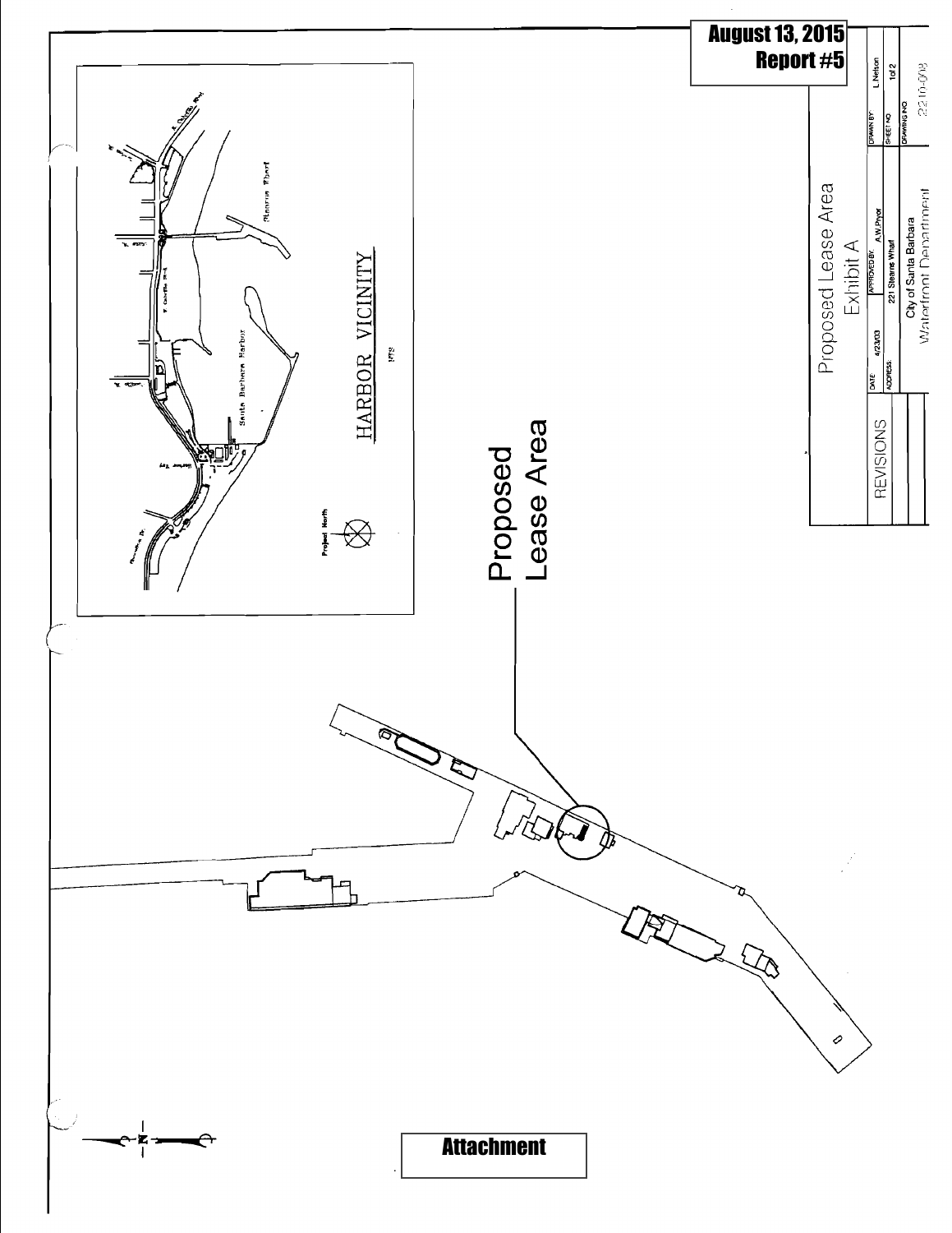**August 13, 2015**
**Report #5**

# Proposed Lease Area

Exhibit A

| REVISIONS | DATE | 4/23/03 | APPROVED BY: | A.W.Pryor | DRAWN BY: | L.Nelson |
|---|---|---|---|---|---|---|
| | ADDRESS: | | 221 Stearns Wharf | | SHEET NO | 1 of 2 |
| | | | City of Santa Barbara | | DRAWING NO | 2210-008 |
| | | | Waterfront Department | | | |

HARBOR VICINITY

NTS

Santa Barbara Harbor

Stearns Wharf

Project North

Proposed Lease Area

N

**Attachment**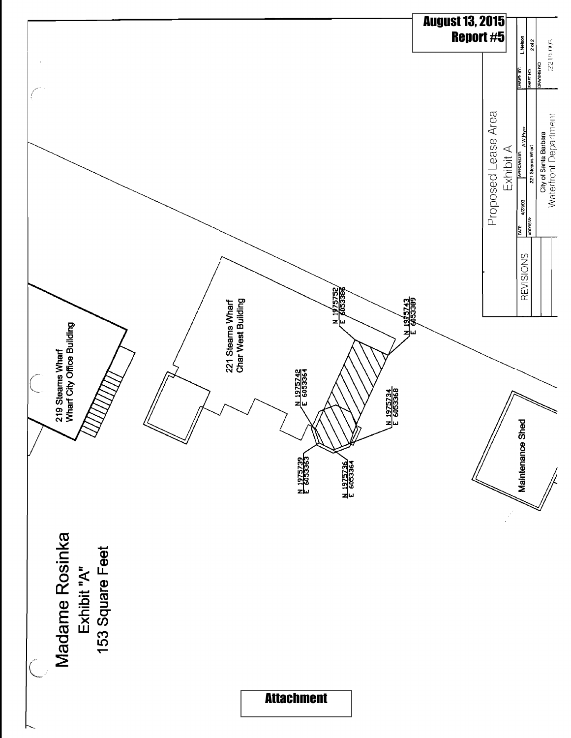August 13, 2015
Report #5

# Madame Rosinka

Exhibit "A"

153 Square Feet

219 Stearns Wharf
Wharf City Office Building

221 Stearns Wharf
Char West Building

Maintenance Shed

N 1975752
E 6053386

N 1975743
E 6053389

N 1975742
E 6053364

N 1975734
E 6053368

N 1975739
E 6053363

N 1975736
E 6053364

| | | | |
|---|---|---|---|
| REVISIONS | Proposed Lease Area<br>Exhibit A | | |
| | DATE: 4/23/03 | APPROVED BY: A.W Pryor | DRAWN BY: L.Nelson |
| | ADDRESS: 221 Stearns Wharf | | SHEET NO. 2 of 2 |
| | City of Santa Barbara<br>Waterfront Department | | DRAWING NO. 2210.008 |

Attachment